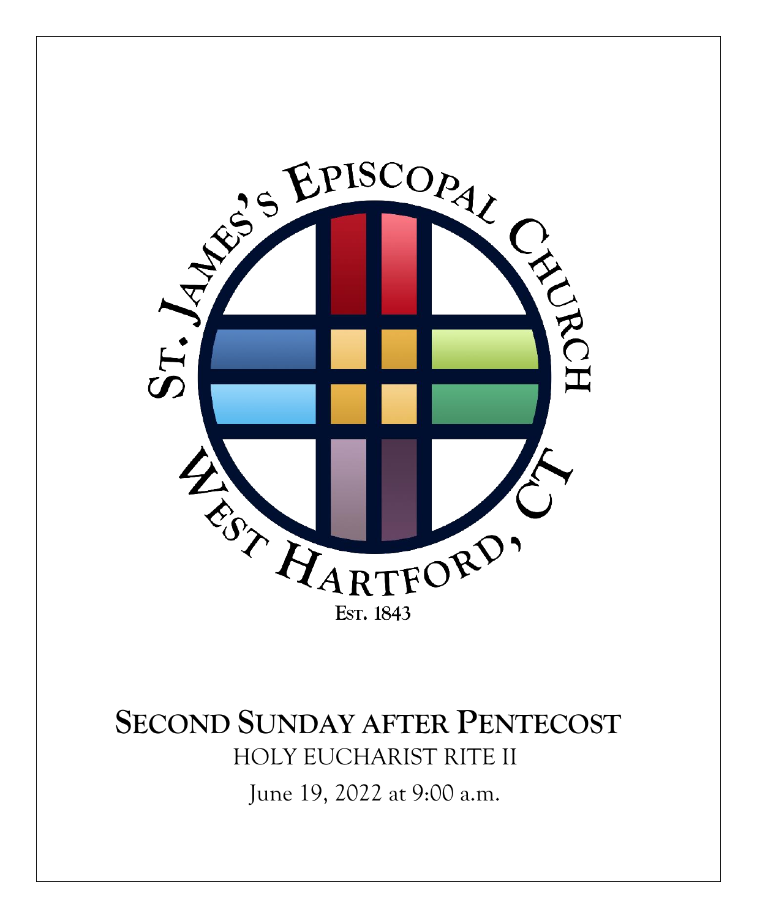ST. JAMES'S EPISCOPAL CHURCH

WEST HARTFORD, CT

EST. 1843

# SECOND SUNDAY AFTER PENTECOST

HOLY EUCHARIST RITE II

June 19, 2022 at 9:00 a.m.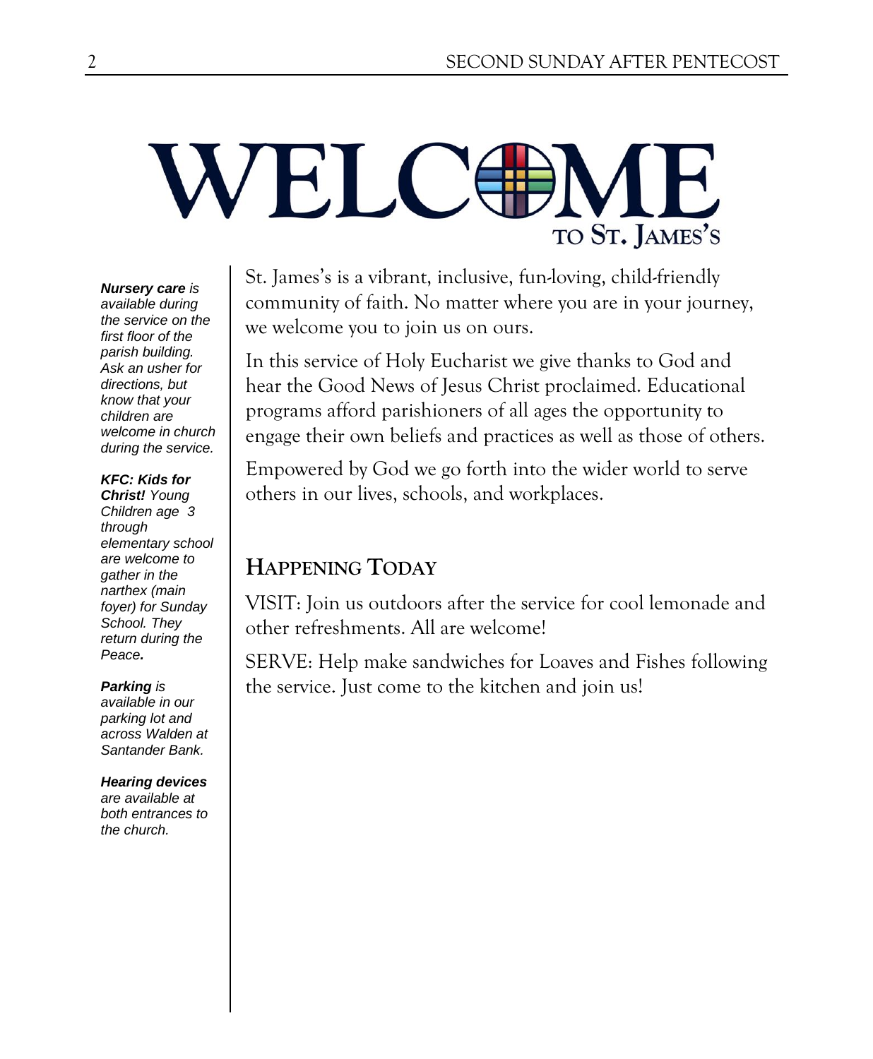# WELCOME
TO ST. JAMES'S

***Nursery care** is available during the service on the first floor of the parish building. Ask an usher for directions, but know that your children are welcome in church during the service.*

***KFC: Kids for Christ!** Young Children age 3 through elementary school are welcome to gather in the narthex (main foyer) for Sunday School. They return during the Peace.*

***Parking** is available in our parking lot and across Walden at Santander Bank.*

***Hearing devices** are available at both entrances to the church.*

St. James's is a vibrant, inclusive, fun-loving, child-friendly community of faith. No matter where you are in your journey, we welcome you to join us on ours.

In this service of Holy Eucharist we give thanks to God and hear the Good News of Jesus Christ proclaimed. Educational programs afford parishioners of all ages the opportunity to engage their own beliefs and practices as well as those of others.

Empowered by God we go forth into the wider world to serve others in our lives, schools, and workplaces.

## HAPPENING TODAY

VISIT: Join us outdoors after the service for cool lemonade and other refreshments. All are welcome!

SERVE: Help make sandwiches for Loaves and Fishes following the service. Just come to the kitchen and join us!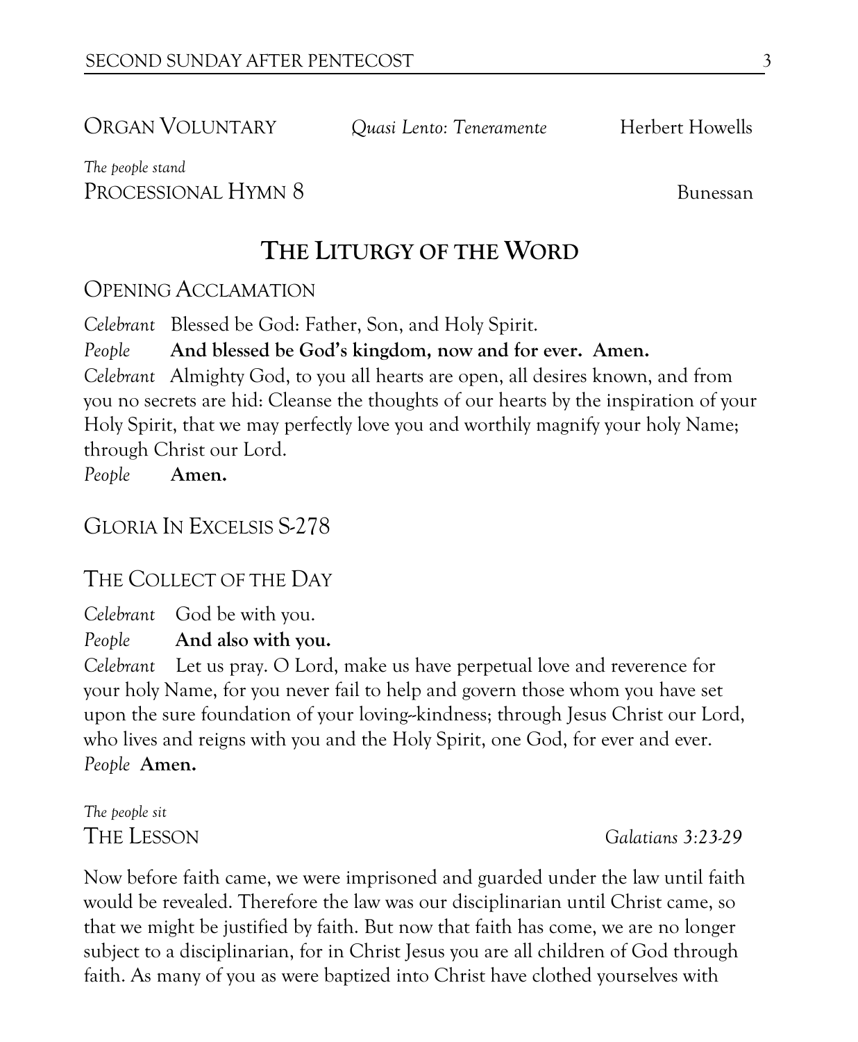ORGAN VOLUNTARY *Quasi Lento: Teneramente* Herbert Howells

*The people stand*

PROCESSIONAL HYMN 8 Bunessan

## THE LITURGY OF THE WORD

### OPENING ACCLAMATION

*Celebrant* Blessed be God: Father, Son, and Holy Spirit.

*People* **And blessed be God's kingdom, now and for ever. Amen.**

*Celebrant* Almighty God, to you all hearts are open, all desires known, and from you no secrets are hid: Cleanse the thoughts of our hearts by the inspiration of your Holy Spirit, that we may perfectly love you and worthily magnify your holy Name; through Christ our Lord.

*People* **Amen.**

### GLORIA IN EXCELSIS S-278

### THE COLLECT OF THE DAY

*Celebrant* God be with you.

*People* **And also with you.**

*Celebrant* Let us pray. O Lord, make us have perpetual love and reverence for your holy Name, for you never fail to help and govern those whom you have set upon the sure foundation of your loving-kindness; through Jesus Christ our Lord, who lives and reigns with you and the Holy Spirit, one God, for ever and ever.

*People* **Amen.**

*The people sit*

### THE LESSON *Galatians 3:23-29*

Now before faith came, we were imprisoned and guarded under the law until faith would be revealed. Therefore the law was our disciplinarian until Christ came, so that we might be justified by faith. But now that faith has come, we are no longer subject to a disciplinarian, for in Christ Jesus you are all children of God through faith. As many of you as were baptized into Christ have clothed yourselves with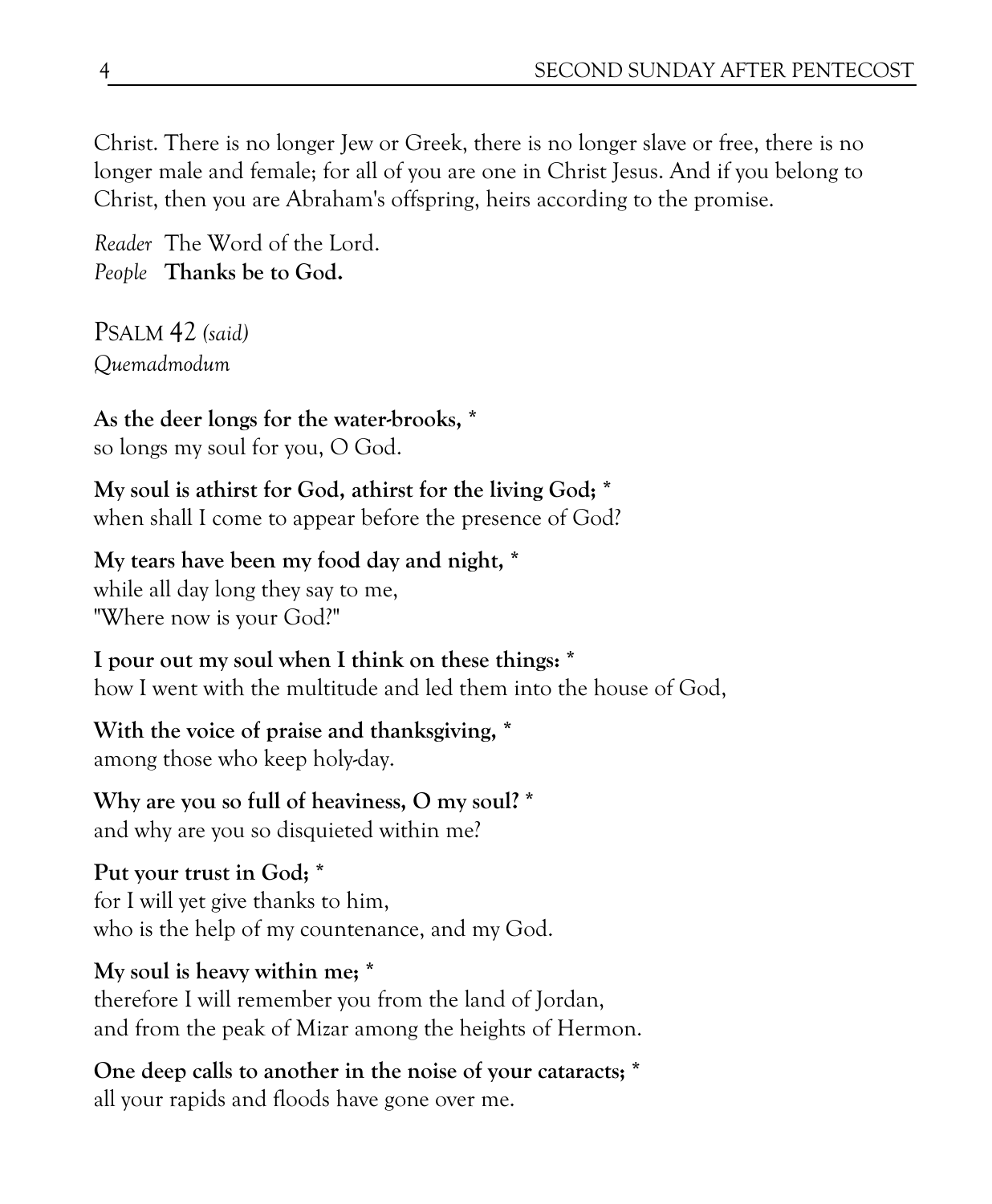Christ. There is no longer Jew or Greek, there is no longer slave or free, there is no longer male and female; for all of you are one in Christ Jesus. And if you belong to Christ, then you are Abraham's offspring, heirs according to the promise.

*Reader* The Word of the Lord.
*People* **Thanks be to God.**

## PSALM 42 *(said)*
*Quemadmodum*

**As the deer longs for the water-brooks, ***
so longs my soul for you, O God.

**My soul is athirst for God, athirst for the living God; ***
when shall I come to appear before the presence of God?

**My tears have been my food day and night, ***
while all day long they say to me,
"Where now is your God?"

**I pour out my soul when I think on these things: ***
how I went with the multitude and led them into the house of God,

**With the voice of praise and thanksgiving, ***
among those who keep holy-day.

**Why are you so full of heaviness, O my soul? ***
and why are you so disquieted within me?

**Put your trust in God; ***
for I will yet give thanks to him,
who is the help of my countenance, and my God.

**My soul is heavy within me; ***
therefore I will remember you from the land of Jordan,
and from the peak of Mizar among the heights of Hermon.

**One deep calls to another in the noise of your cataracts; ***
all your rapids and floods have gone over me.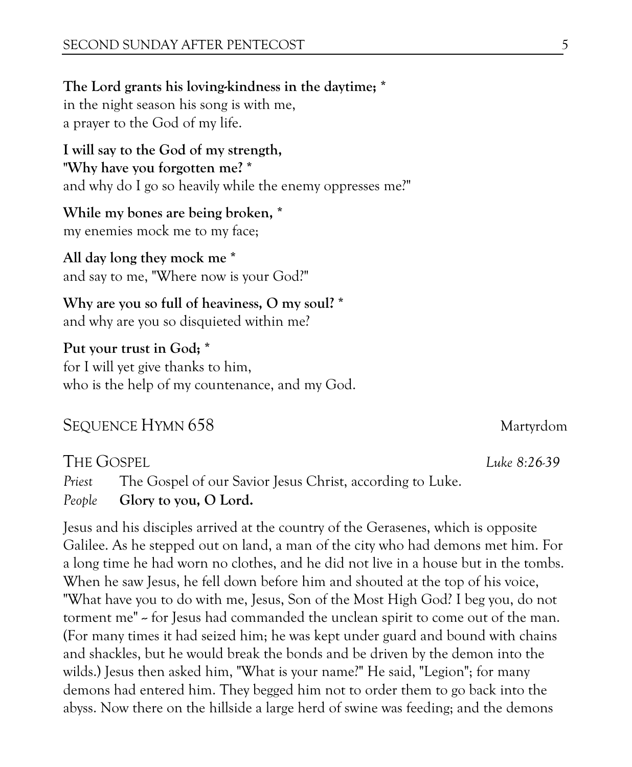**The Lord grants his loving-kindness in the daytime; ***
in the night season his song is with me,
a prayer to the God of my life.

**I will say to the God of my strength,**
**"Why have you forgotten me? ***
and why do I go so heavily while the enemy oppresses me?"

**While my bones are being broken, ***
my enemies mock me to my face;

**All day long they mock me ***
and say to me, "Where now is your God?"

**Why are you so full of heaviness, O my soul? ***
and why are you so disquieted within me?

**Put your trust in God; ***
for I will yet give thanks to him,
who is the help of my countenance, and my God.

## SEQUENCE HYMN 658 — Martyrdom

## THE GOSPEL — *Luke 8:26-39*

*Priest* The Gospel of our Savior Jesus Christ, according to Luke.
*People* **Glory to you, O Lord.**

Jesus and his disciples arrived at the country of the Gerasenes, which is opposite Galilee. As he stepped out on land, a man of the city who had demons met him. For a long time he had worn no clothes, and he did not live in a house but in the tombs. When he saw Jesus, he fell down before him and shouted at the top of his voice, "What have you to do with me, Jesus, Son of the Most High God? I beg you, do not torment me" -- for Jesus had commanded the unclean spirit to come out of the man. (For many times it had seized him; he was kept under guard and bound with chains and shackles, but he would break the bonds and be driven by the demon into the wilds.) Jesus then asked him, "What is your name?" He said, "Legion"; for many demons had entered him. They begged him not to order them to go back into the abyss. Now there on the hillside a large herd of swine was feeding; and the demons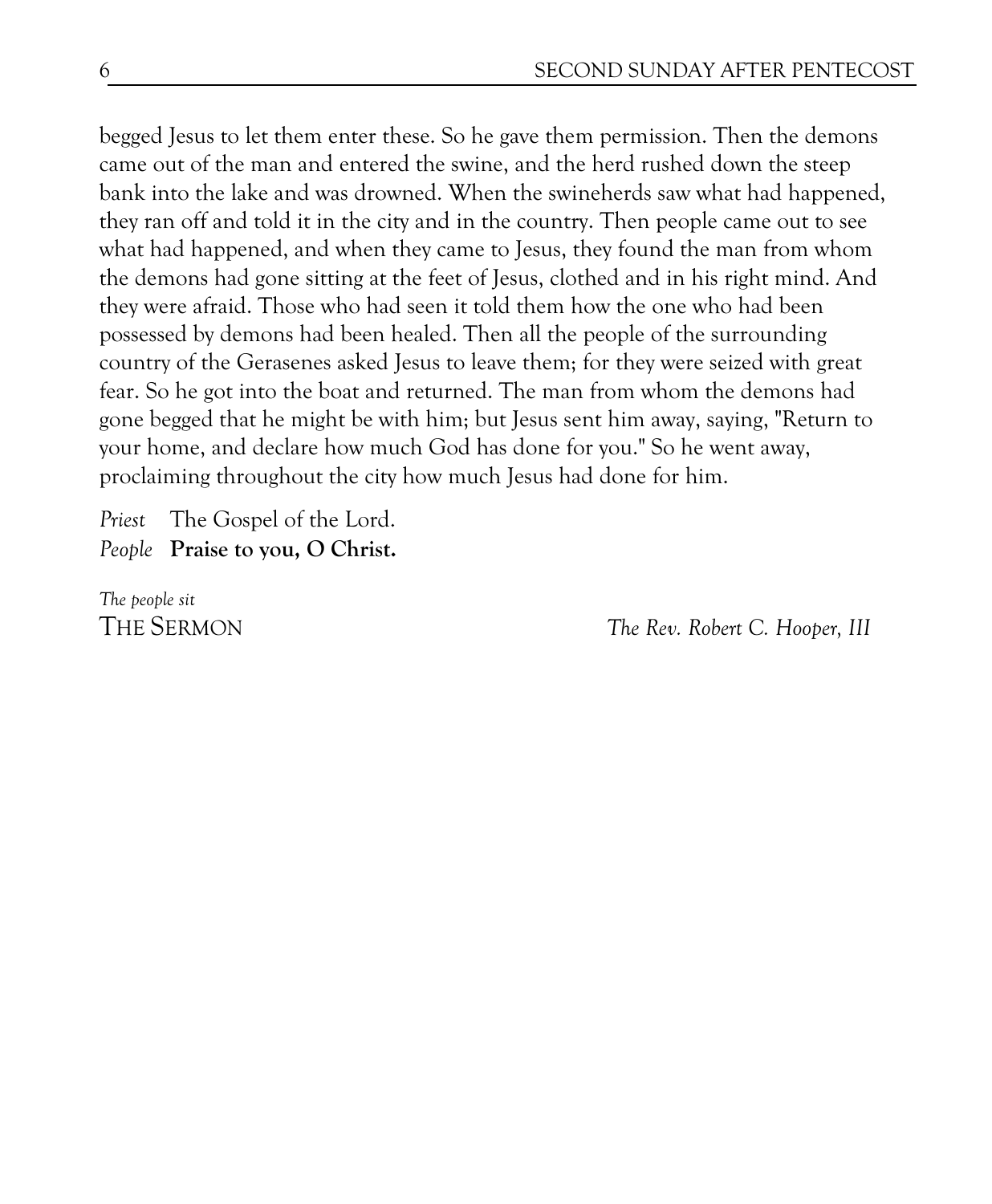begged Jesus to let them enter these. So he gave them permission. Then the demons came out of the man and entered the swine, and the herd rushed down the steep bank into the lake and was drowned. When the swineherds saw what had happened, they ran off and told it in the city and in the country. Then people came out to see what had happened, and when they came to Jesus, they found the man from whom the demons had gone sitting at the feet of Jesus, clothed and in his right mind. And they were afraid. Those who had seen it told them how the one who had been possessed by demons had been healed. Then all the people of the surrounding country of the Gerasenes asked Jesus to leave them; for they were seized with great fear. So he got into the boat and returned. The man from whom the demons had gone begged that he might be with him; but Jesus sent him away, saying, "Return to your home, and declare how much God has done for you." So he went away, proclaiming throughout the city how much Jesus had done for him.

*Priest* The Gospel of the Lord.
*People* **Praise to you, O Christ.**

*The people sit*

THE SERMON *The Rev. Robert C. Hooper, III*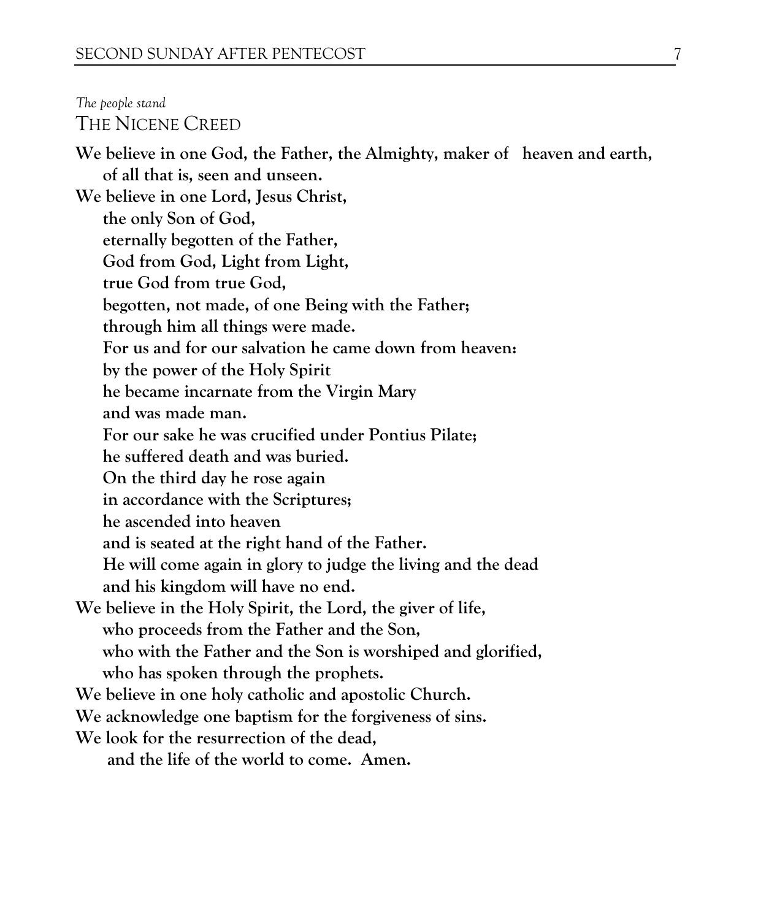*The people stand*

## THE NICENE CREED

**We believe in one God, the Father, the Almighty, maker of heaven and earth,**
**of all that is, seen and unseen.**
**We believe in one Lord, Jesus Christ,**
**the only Son of God,**
**eternally begotten of the Father,**
**God from God, Light from Light,**
**true God from true God,**
**begotten, not made, of one Being with the Father;**
**through him all things were made.**
**For us and for our salvation he came down from heaven:**
**by the power of the Holy Spirit**
**he became incarnate from the Virgin Mary**
**and was made man.**
**For our sake he was crucified under Pontius Pilate;**
**he suffered death and was buried.**
**On the third day he rose again**
**in accordance with the Scriptures;**
**he ascended into heaven**
**and is seated at the right hand of the Father.**
**He will come again in glory to judge the living and the dead**
**and his kingdom will have no end.**
**We believe in the Holy Spirit, the Lord, the giver of life,**
**who proceeds from the Father and the Son,**
**who with the Father and the Son is worshiped and glorified,**
**who has spoken through the prophets.**
**We believe in one holy catholic and apostolic Church.**
**We acknowledge one baptism for the forgiveness of sins.**
**We look for the resurrection of the dead,**
**and the life of the world to come. Amen.**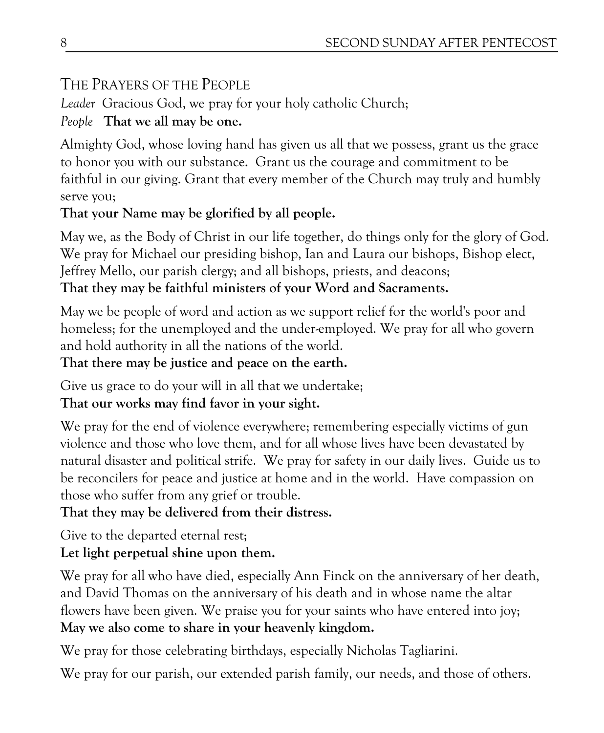## The Prayers of the People

*Leader* Gracious God, we pray for your holy catholic Church;
*People* **That we all may be one.**

Almighty God, whose loving hand has given us all that we possess, grant us the grace to honor you with our substance. Grant us the courage and commitment to be faithful in our giving. Grant that every member of the Church may truly and humbly serve you;
**That your Name may be glorified by all people.**

May we, as the Body of Christ in our life together, do things only for the glory of God. We pray for Michael our presiding bishop, Ian and Laura our bishops, Bishop elect, Jeffrey Mello, our parish clergy; and all bishops, priests, and deacons;
**That they may be faithful ministers of your Word and Sacraments.**

May we be people of word and action as we support relief for the world's poor and homeless; for the unemployed and the under-employed. We pray for all who govern and hold authority in all the nations of the world.
**That there may be justice and peace on the earth.**

Give us grace to do your will in all that we undertake;
**That our works may find favor in your sight.**

We pray for the end of violence everywhere; remembering especially victims of gun violence and those who love them, and for all whose lives have been devastated by natural disaster and political strife. We pray for safety in our daily lives. Guide us to be reconcilers for peace and justice at home and in the world. Have compassion on those who suffer from any grief or trouble.
**That they may be delivered from their distress.**

Give to the departed eternal rest;
**Let light perpetual shine upon them.**

We pray for all who have died, especially Ann Finck on the anniversary of her death, and David Thomas on the anniversary of his death and in whose name the altar flowers have been given. We praise you for your saints who have entered into joy;
**May we also come to share in your heavenly kingdom.**

We pray for those celebrating birthdays, especially Nicholas Tagliarini.

We pray for our parish, our extended parish family, our needs, and those of others.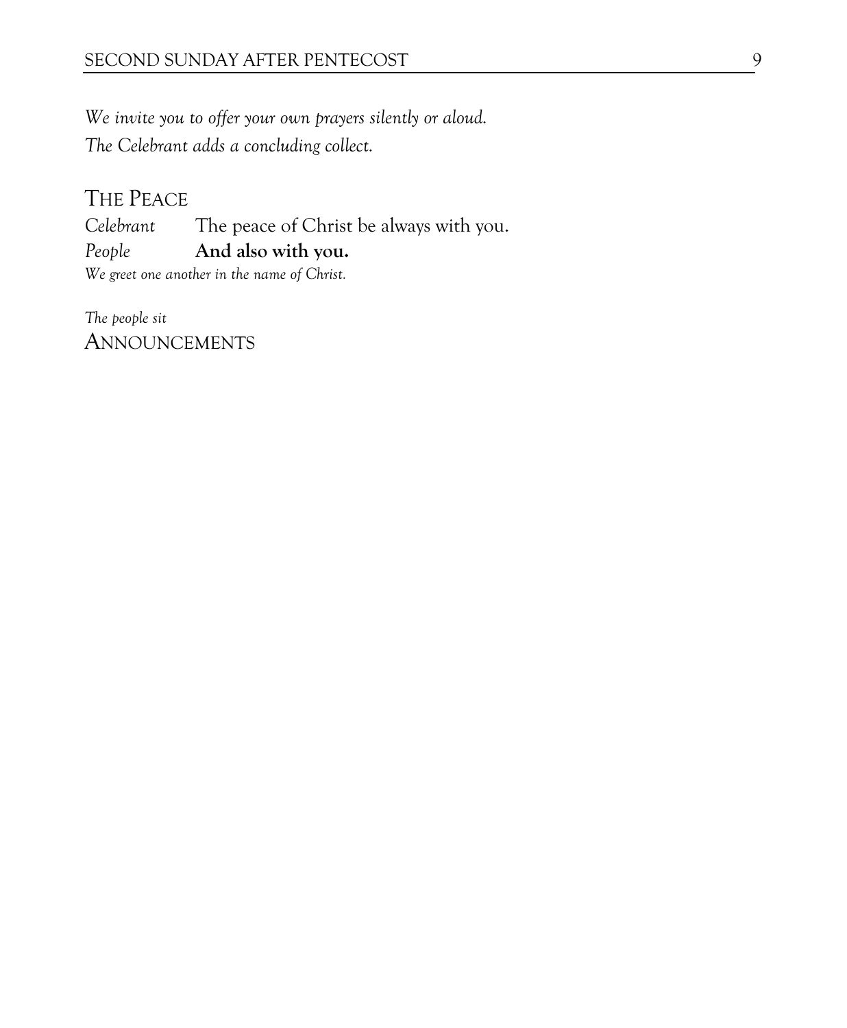*We invite you to offer your own prayers silently or aloud.*
*The Celebrant adds a concluding collect.*

## THE PEACE

*Celebrant* The peace of Christ be always with you.
*People* **And also with you.**
*We greet one another in the name of Christ.*

*The people sit*

## ANNOUNCEMENTS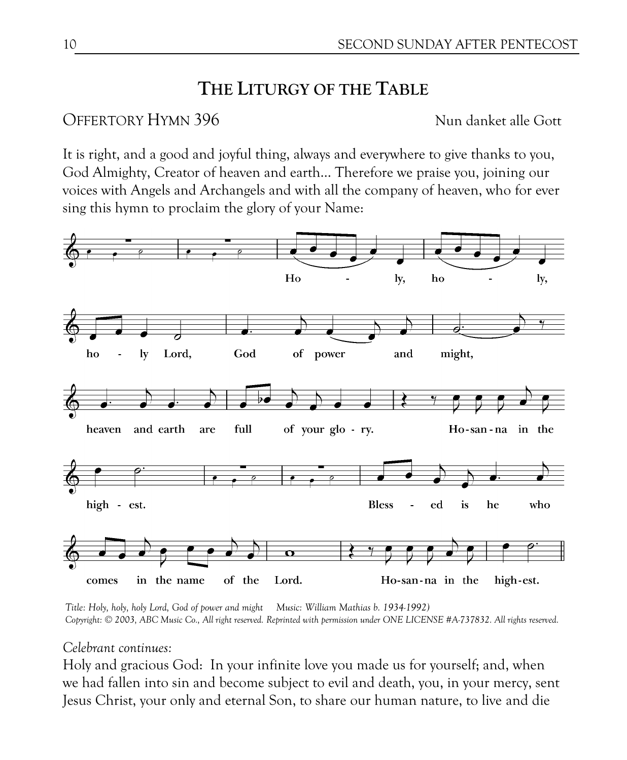# THE LITURGY OF THE TABLE

OFFERTORY HYMN 396 Nun danket alle Gott

It is right, and a good and joyful thing, always and everywhere to give thanks to you, God Almighty, Creator of heaven and earth... Therefore we praise you, joining our voices with Angels and Archangels and with all the company of heaven, who for ever sing this hymn to proclaim the glory of your Name:

Holy, holy, holy Lord, God of power and might, heaven and earth are full of your glory. Hosanna in the highest. Blessed is he who comes in the name of the Lord. Hosanna in the highest.

*Title: Holy, holy, holy Lord, God of power and might Music: William Mathias b. 1934-1992)*
*Copyright: © 2003, ABC Music Co., All right reserved. Reprinted with permission under ONE LICENSE #A-737832. All rights reserved.*

*Celebrant continues:*

Holy and gracious God: In your infinite love you made us for yourself; and, when we had fallen into sin and become subject to evil and death, you, in your mercy, sent Jesus Christ, your only and eternal Son, to share our human nature, to live and die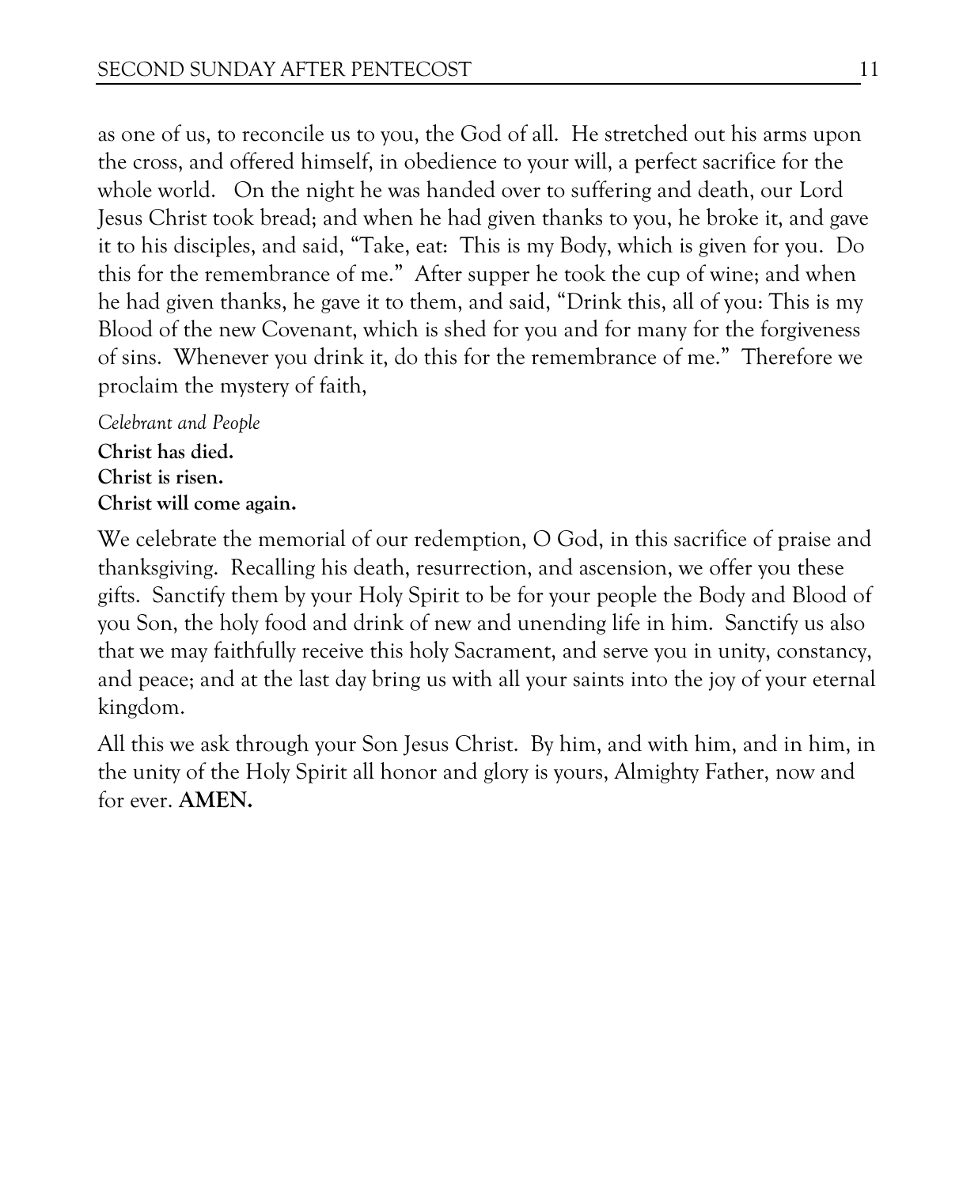as one of us, to reconcile us to you, the God of all. He stretched out his arms upon the cross, and offered himself, in obedience to your will, a perfect sacrifice for the whole world. On the night he was handed over to suffering and death, our Lord Jesus Christ took bread; and when he had given thanks to you, he broke it, and gave it to his disciples, and said, "Take, eat: This is my Body, which is given for you. Do this for the remembrance of me." After supper he took the cup of wine; and when he had given thanks, he gave it to them, and said, "Drink this, all of you: This is my Blood of the new Covenant, which is shed for you and for many for the forgiveness of sins. Whenever you drink it, do this for the remembrance of me." Therefore we proclaim the mystery of faith,

*Celebrant and People*

**Christ has died.**
**Christ is risen.**
**Christ will come again.**

We celebrate the memorial of our redemption, O God, in this sacrifice of praise and thanksgiving. Recalling his death, resurrection, and ascension, we offer you these gifts. Sanctify them by your Holy Spirit to be for your people the Body and Blood of you Son, the holy food and drink of new and unending life in him. Sanctify us also that we may faithfully receive this holy Sacrament, and serve you in unity, constancy, and peace; and at the last day bring us with all your saints into the joy of your eternal kingdom.

All this we ask through your Son Jesus Christ. By him, and with him, and in him, in the unity of the Holy Spirit all honor and glory is yours, Almighty Father, now and for ever. **AMEN.**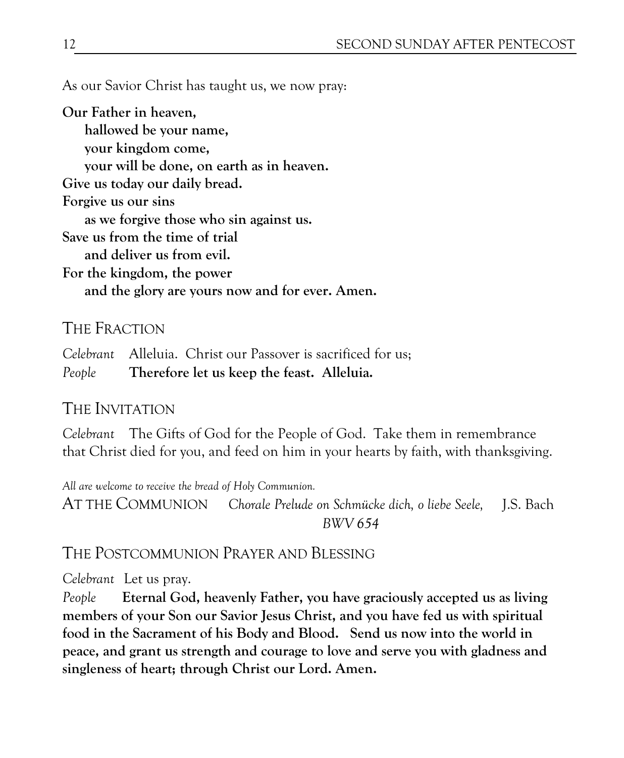As our Savior Christ has taught us, we now pray:

**Our Father in heaven,**
**hallowed be your name,**
**your kingdom come,**
**your will be done, on earth as in heaven.**
**Give us today our daily bread.**
**Forgive us our sins**
**as we forgive those who sin against us.**
**Save us from the time of trial**
**and deliver us from evil.**
**For the kingdom, the power**
**and the glory are yours now and for ever. Amen.**

## THE FRACTION

*Celebrant* Alleluia. Christ our Passover is sacrificed for us;
*People* **Therefore let us keep the feast. Alleluia.**

## THE INVITATION

*Celebrant* The Gifts of God for the People of God. Take them in remembrance that Christ died for you, and feed on him in your hearts by faith, with thanksgiving.

*All are welcome to receive the bread of Holy Communion.*

AT THE COMMUNION *Chorale Prelude on Schmücke dich, o liebe Seele, BWV 654* J.S. Bach

## THE POSTCOMMUNION PRAYER AND BLESSING

*Celebrant* Let us pray.
*People* **Eternal God, heavenly Father, you have graciously accepted us as living members of your Son our Savior Jesus Christ, and you have fed us with spiritual food in the Sacrament of his Body and Blood. Send us now into the world in peace, and grant us strength and courage to love and serve you with gladness and singleness of heart; through Christ our Lord. Amen.**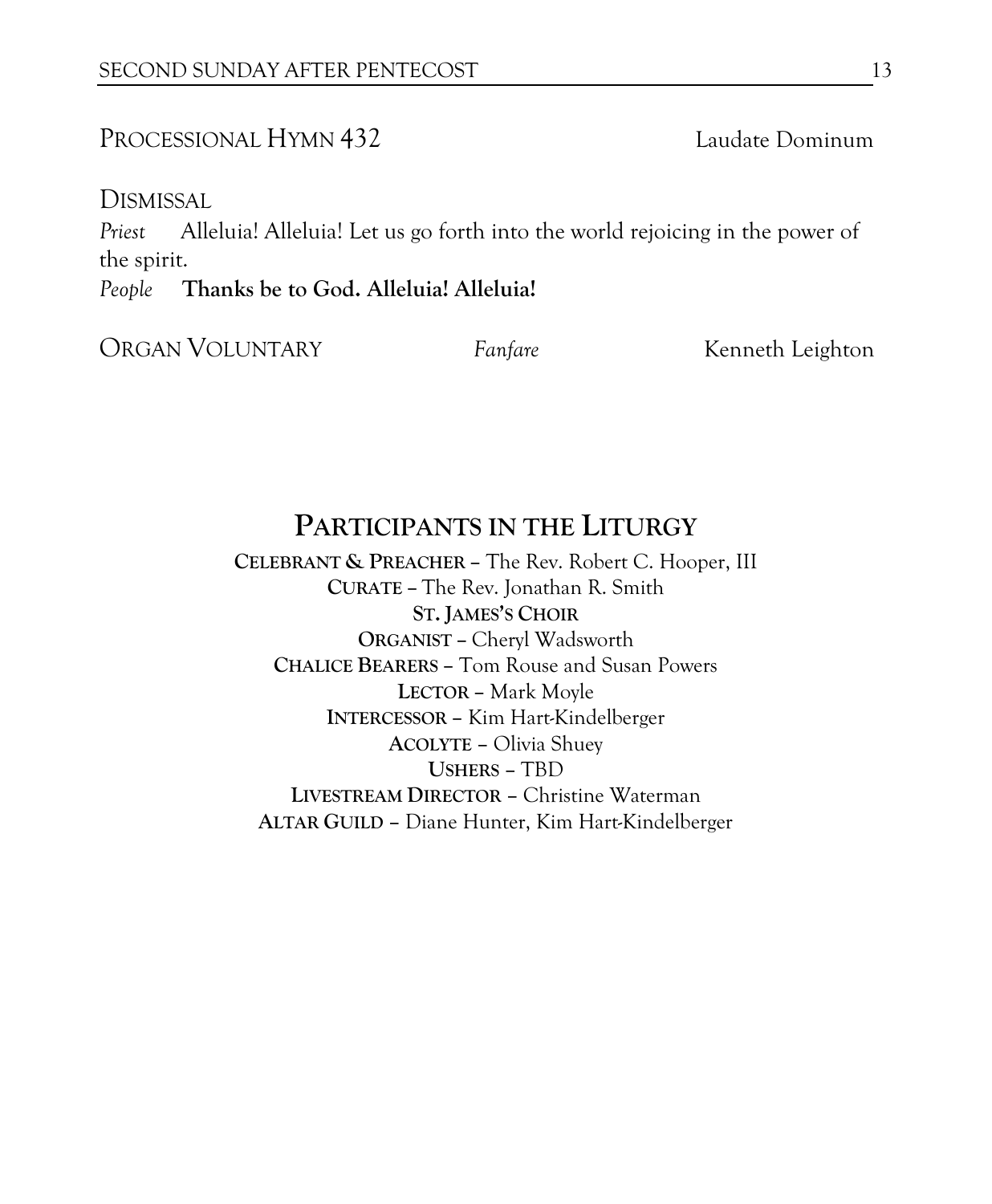PROCESSIONAL HYMN 432 Laudate Dominum

DISMISSAL

*Priest* Alleluia! Alleluia! Let us go forth into the world rejoicing in the power of the spirit.

*People* **Thanks be to God. Alleluia! Alleluia!**

ORGAN VOLUNTARY *Fanfare* Kenneth Leighton

## PARTICIPANTS IN THE LITURGY

**CELEBRANT & PREACHER** – The Rev. Robert C. Hooper, III
**CURATE** – The Rev. Jonathan R. Smith
**ST. JAMES'S CHOIR**
**ORGANIST** – Cheryl Wadsworth
**CHALICE BEARERS** – Tom Rouse and Susan Powers
**LECTOR** – Mark Moyle
**INTERCESSOR** – Kim Hart-Kindelberger
**ACOLYTE** – Olivia Shuey
**USHERS** – TBD
**LIVESTREAM DIRECTOR** – Christine Waterman
**ALTAR GUILD** – Diane Hunter, Kim Hart-Kindelberger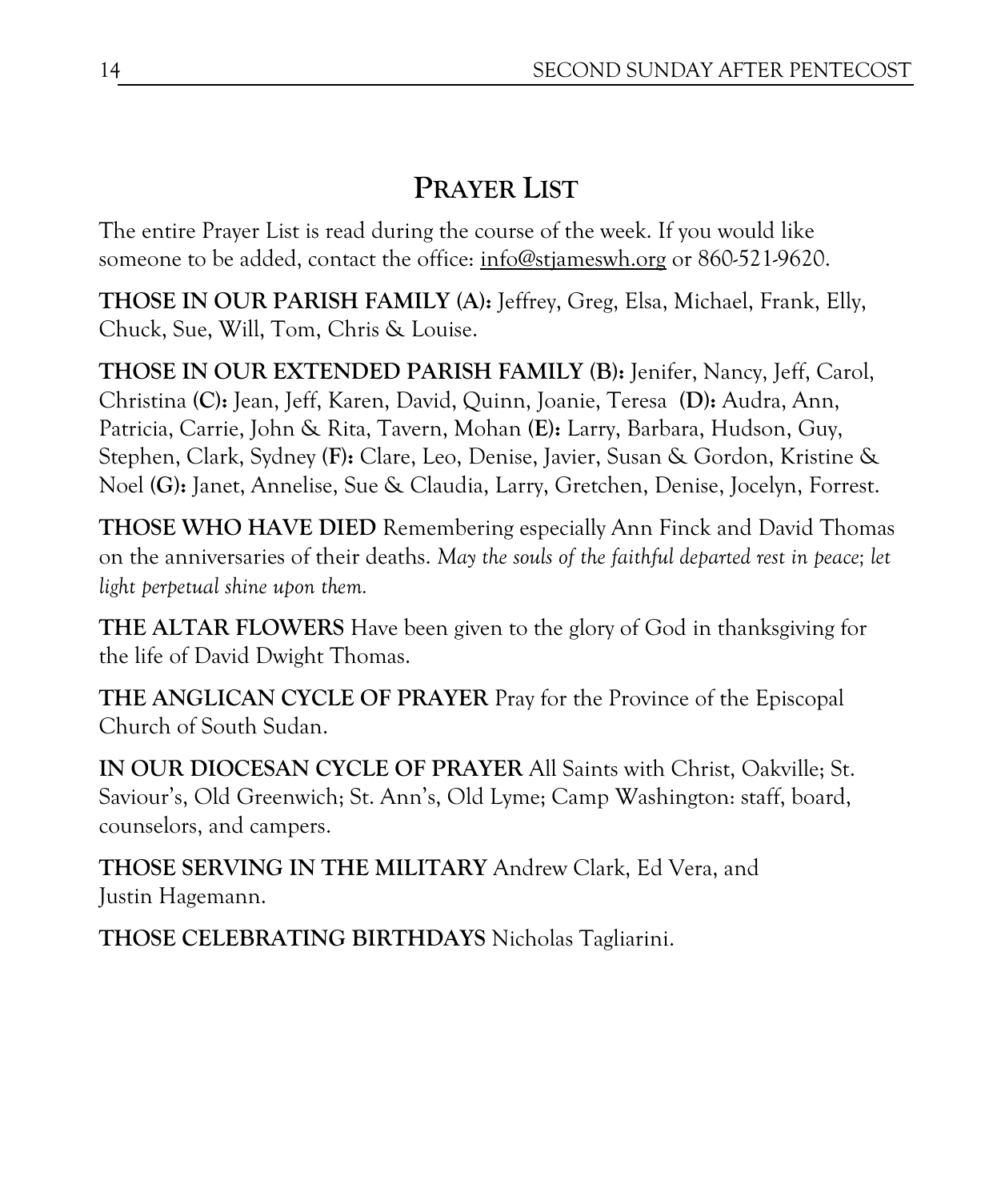# PRAYER LIST

The entire Prayer List is read during the course of the week. If you would like someone to be added, contact the office: info@stjameswh.org or 860-521-9620.

**THOSE IN OUR PARISH FAMILY (A):** Jeffrey, Greg, Elsa, Michael, Frank, Elly, Chuck, Sue, Will, Tom, Chris & Louise.

**THOSE IN OUR EXTENDED PARISH FAMILY (B):** Jenifer, Nancy, Jeff, Carol, Christina **(C):** Jean, Jeff, Karen, David, Quinn, Joanie, Teresa **(D):** Audra, Ann, Patricia, Carrie, John & Rita, Tavern, Mohan **(E):** Larry, Barbara, Hudson, Guy, Stephen, Clark, Sydney **(F):** Clare, Leo, Denise, Javier, Susan & Gordon, Kristine & Noel **(G):** Janet, Annelise, Sue & Claudia, Larry, Gretchen, Denise, Jocelyn, Forrest.

**THOSE WHO HAVE DIED** Remembering especially Ann Finck and David Thomas on the anniversaries of their deaths. *May the souls of the faithful departed rest in peace; let light perpetual shine upon them.*

**THE ALTAR FLOWERS** Have been given to the glory of God in thanksgiving for the life of David Dwight Thomas.

**THE ANGLICAN CYCLE OF PRAYER** Pray for the Province of the Episcopal Church of South Sudan.

**IN OUR DIOCESAN CYCLE OF PRAYER** All Saints with Christ, Oakville; St. Saviour's, Old Greenwich; St. Ann's, Old Lyme; Camp Washington: staff, board, counselors, and campers.

**THOSE SERVING IN THE MILITARY** Andrew Clark, Ed Vera, and Justin Hagemann.

**THOSE CELEBRATING BIRTHDAYS** Nicholas Tagliarini.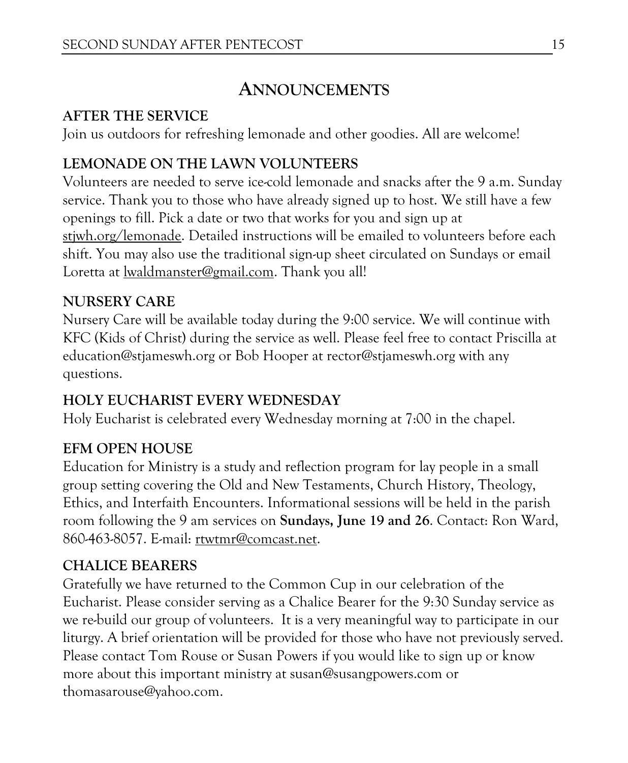# Announcements

## AFTER THE SERVICE

Join us outdoors for refreshing lemonade and other goodies. All are welcome!

## LEMONADE ON THE LAWN VOLUNTEERS

Volunteers are needed to serve ice-cold lemonade and snacks after the 9 a.m. Sunday service. Thank you to those who have already signed up to host. We still have a few openings to fill. Pick a date or two that works for you and sign up at stjwh.org/lemonade. Detailed instructions will be emailed to volunteers before each shift. You may also use the traditional sign-up sheet circulated on Sundays or email Loretta at lwaldmanster@gmail.com. Thank you all!

## NURSERY CARE

Nursery Care will be available today during the 9:00 service. We will continue with KFC (Kids of Christ) during the service as well. Please feel free to contact Priscilla at education@stjameswh.org or Bob Hooper at rector@stjameswh.org with any questions.

## HOLY EUCHARIST EVERY WEDNESDAY

Holy Eucharist is celebrated every Wednesday morning at 7:00 in the chapel.

## EFM OPEN HOUSE

Education for Ministry is a study and reflection program for lay people in a small group setting covering the Old and New Testaments, Church History, Theology, Ethics, and Interfaith Encounters. Informational sessions will be held in the parish room following the 9 am services on **Sundays, June 19 and 26**. Contact: Ron Ward, 860-463-8057. E-mail: rtwtmr@comcast.net.

## CHALICE BEARERS

Gratefully we have returned to the Common Cup in our celebration of the Eucharist. Please consider serving as a Chalice Bearer for the 9:30 Sunday service as we re-build our group of volunteers. It is a very meaningful way to participate in our liturgy. A brief orientation will be provided for those who have not previously served. Please contact Tom Rouse or Susan Powers if you would like to sign up or know more about this important ministry at susan@susangpowers.com or thomasarouse@yahoo.com.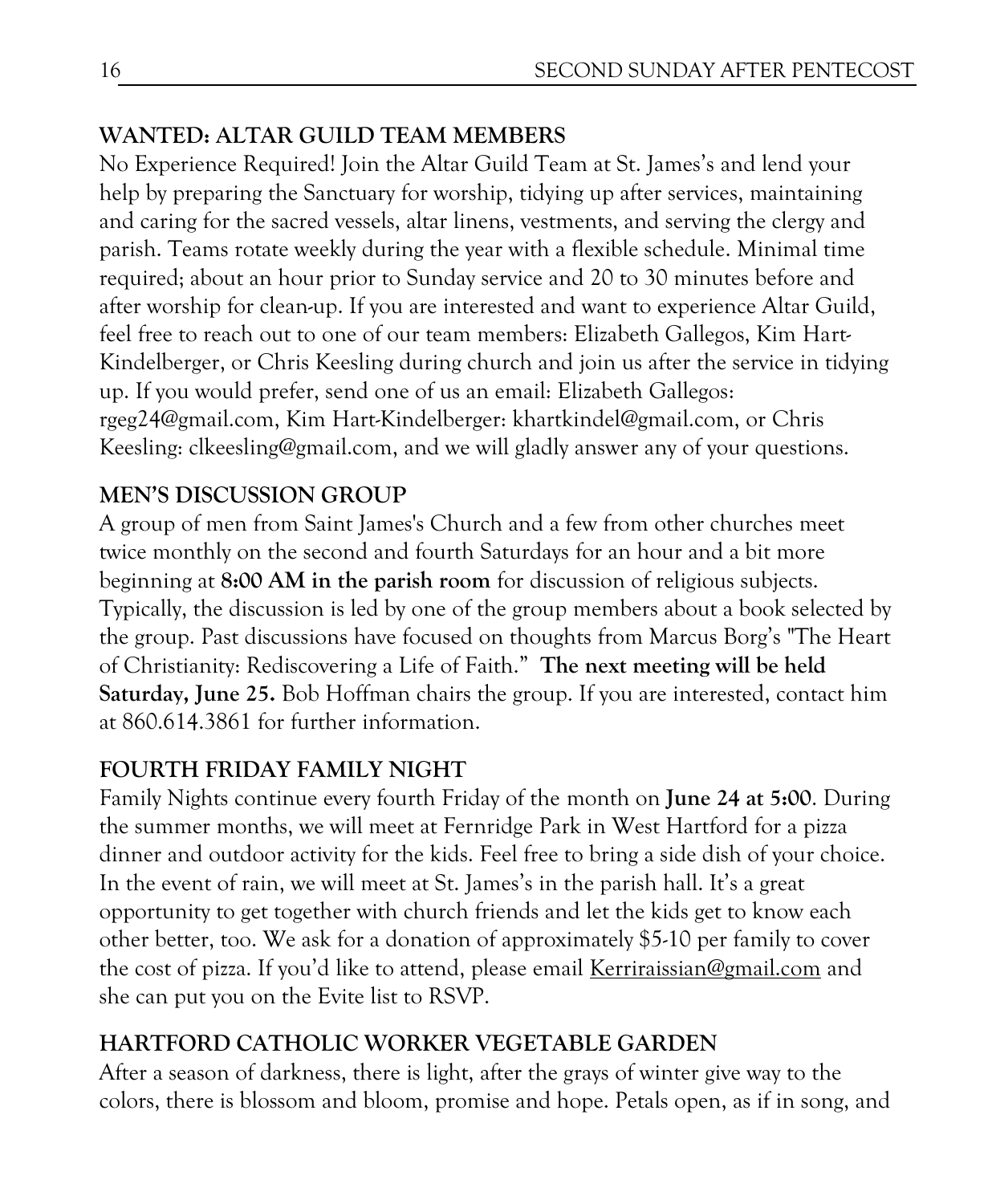## WANTED: ALTAR GUILD TEAM MEMBERS

No Experience Required! Join the Altar Guild Team at St. James's and lend your help by preparing the Sanctuary for worship, tidying up after services, maintaining and caring for the sacred vessels, altar linens, vestments, and serving the clergy and parish. Teams rotate weekly during the year with a flexible schedule. Minimal time required; about an hour prior to Sunday service and 20 to 30 minutes before and after worship for clean-up. If you are interested and want to experience Altar Guild, feel free to reach out to one of our team members: Elizabeth Gallegos, Kim Hart-Kindelberger, or Chris Keesling during church and join us after the service in tidying up. If you would prefer, send one of us an email: Elizabeth Gallegos: rgeg24@gmail.com, Kim Hart-Kindelberger: khartkindel@gmail.com, or Chris Keesling: clkeesling@gmail.com, and we will gladly answer any of your questions.

## MEN'S DISCUSSION GROUP

A group of men from Saint James's Church and a few from other churches meet twice monthly on the second and fourth Saturdays for an hour and a bit more beginning at **8:00 AM in the parish room** for discussion of religious subjects. Typically, the discussion is led by one of the group members about a book selected by the group. Past discussions have focused on thoughts from Marcus Borg's "The Heart of Christianity: Rediscovering a Life of Faith." **The next meeting will be held Saturday, June 25.** Bob Hoffman chairs the group. If you are interested, contact him at 860.614.3861 for further information.

## FOURTH FRIDAY FAMILY NIGHT

Family Nights continue every fourth Friday of the month on **June 24 at 5:00**. During the summer months, we will meet at Fernridge Park in West Hartford for a pizza dinner and outdoor activity for the kids. Feel free to bring a side dish of your choice. In the event of rain, we will meet at St. James's in the parish hall. It's a great opportunity to get together with church friends and let the kids get to know each other better, too. We ask for a donation of approximately $5-10 per family to cover the cost of pizza. If you'd like to attend, please email Kerriraissian@gmail.com and she can put you on the Evite list to RSVP.

## HARTFORD CATHOLIC WORKER VEGETABLE GARDEN

After a season of darkness, there is light, after the grays of winter give way to the colors, there is blossom and bloom, promise and hope. Petals open, as if in song, and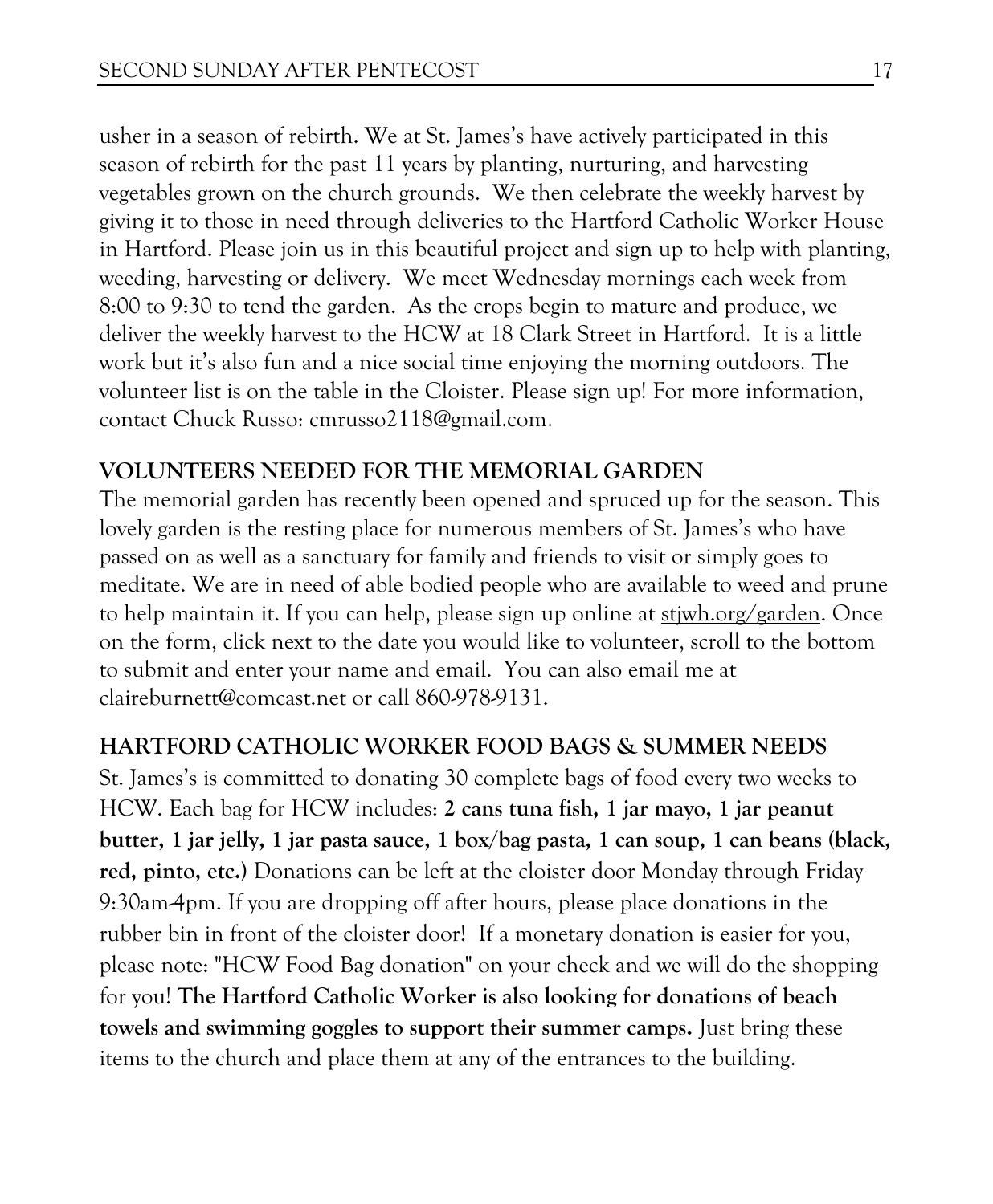usher in a season of rebirth. We at St. James's have actively participated in this season of rebirth for the past 11 years by planting, nurturing, and harvesting vegetables grown on the church grounds. We then celebrate the weekly harvest by giving it to those in need through deliveries to the Hartford Catholic Worker House in Hartford. Please join us in this beautiful project and sign up to help with planting, weeding, harvesting or delivery. We meet Wednesday mornings each week from 8:00 to 9:30 to tend the garden. As the crops begin to mature and produce, we deliver the weekly harvest to the HCW at 18 Clark Street in Hartford. It is a little work but it's also fun and a nice social time enjoying the morning outdoors. The volunteer list is on the table in the Cloister. Please sign up! For more information, contact Chuck Russo: cmrusso2118@gmail.com.

**VOLUNTEERS NEEDED FOR THE MEMORIAL GARDEN**

The memorial garden has recently been opened and spruced up for the season. This lovely garden is the resting place for numerous members of St. James's who have passed on as well as a sanctuary for family and friends to visit or simply goes to meditate. We are in need of able bodied people who are available to weed and prune to help maintain it. If you can help, please sign up online at stjwh.org/garden. Once on the form, click next to the date you would like to volunteer, scroll to the bottom to submit and enter your name and email. You can also email me at claireburnett@comcast.net or call 860-978-9131.

**HARTFORD CATHOLIC WORKER FOOD BAGS & SUMMER NEEDS**

St. James's is committed to donating 30 complete bags of food every two weeks to HCW. Each bag for HCW includes: **2 cans tuna fish, 1 jar mayo, 1 jar peanut butter, 1 jar jelly, 1 jar pasta sauce, 1 box/bag pasta, 1 can soup, 1 can beans (black, red, pinto, etc.)** Donations can be left at the cloister door Monday through Friday 9:30am-4pm. If you are dropping off after hours, please place donations in the rubber bin in front of the cloister door! If a monetary donation is easier for you, please note: "HCW Food Bag donation" on your check and we will do the shopping for you! **The Hartford Catholic Worker is also looking for donations of beach towels and swimming goggles to support their summer camps.** Just bring these items to the church and place them at any of the entrances to the building.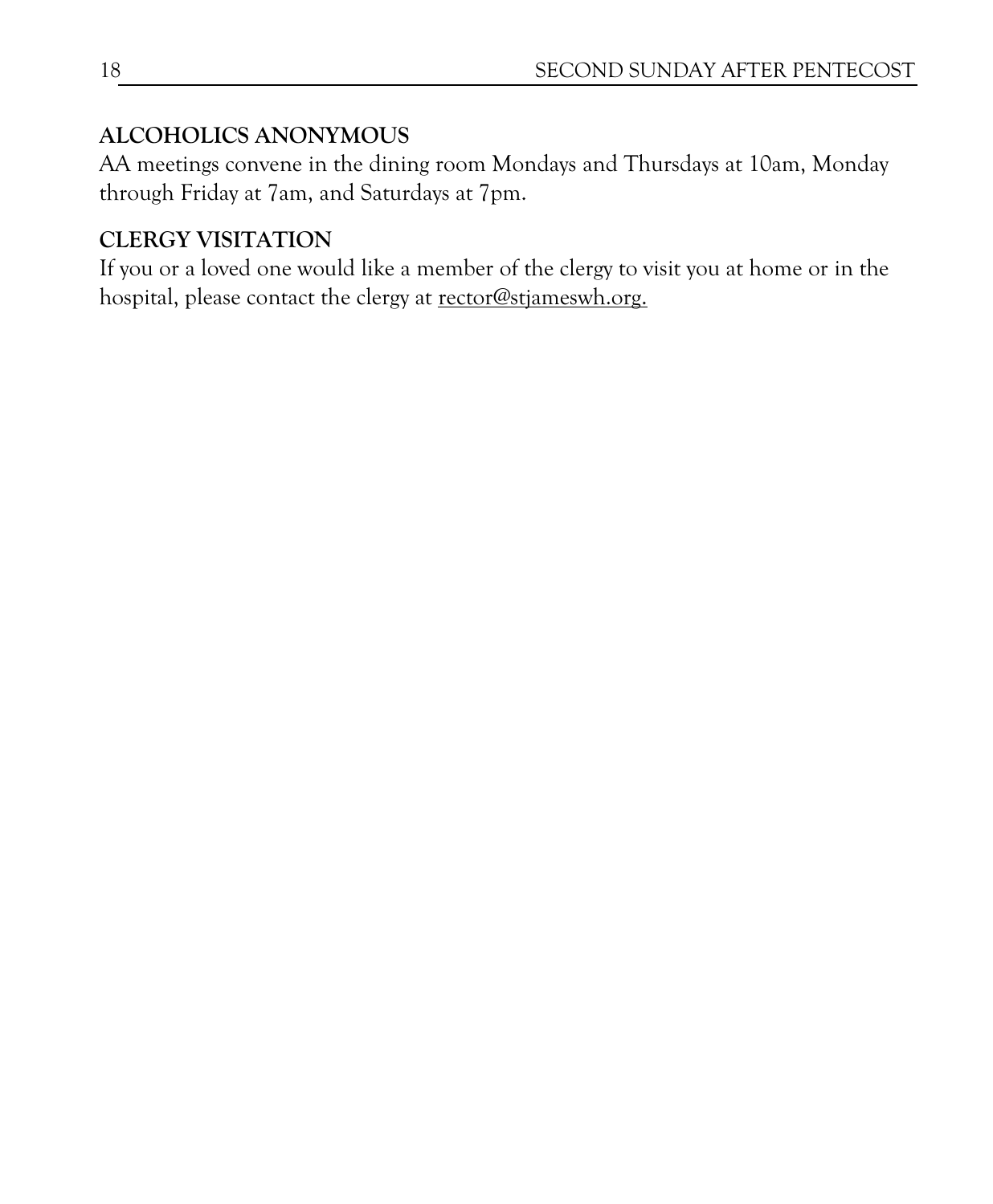## ALCOHOLICS ANONYMOUS

AA meetings convene in the dining room Mondays and Thursdays at 10am, Monday through Friday at 7am, and Saturdays at 7pm.

## CLERGY VISITATION

If you or a loved one would like a member of the clergy to visit you at home or in the hospital, please contact the clergy at rector@stjameswh.org.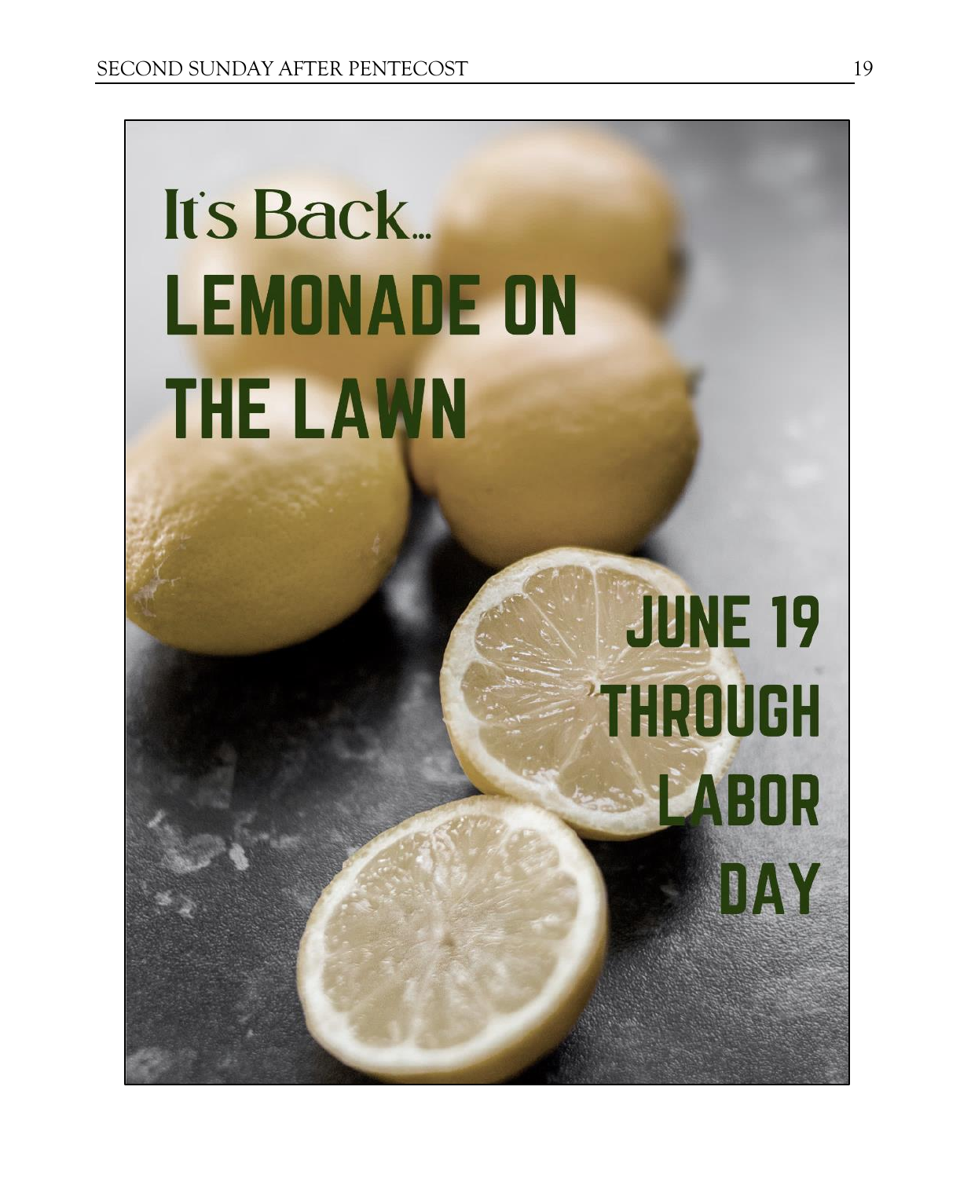# It's Back...

# LEMONADE ON THE LAWN

## JUNE 19 THROUGH LABOR DAY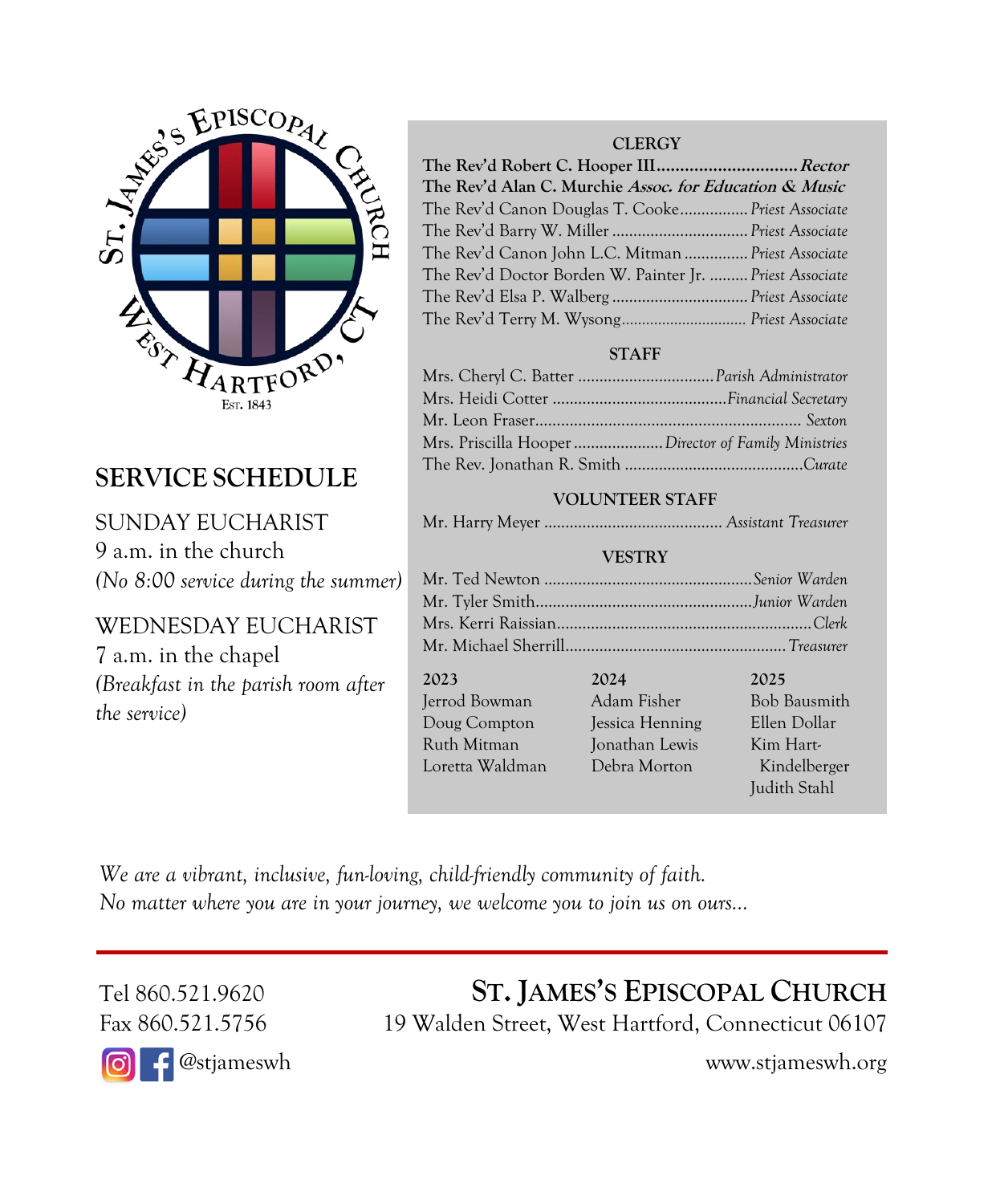St. James's Episcopal Church
West Hartford, CT
Est. 1843

## SERVICE SCHEDULE

SUNDAY EUCHARIST
9 a.m. in the church
*(No 8:00 service during the summer)*

WEDNESDAY EUCHARIST
7 a.m. in the chapel
*(Breakfast in the parish room after the service)*

### CLERGY

**The Rev'd Robert C. Hooper III**.............................. ***Rector***
**The Rev'd Alan C. Murchie** ***Assoc. for Education & Music***
The Rev'd Canon Douglas T. Cooke................ *Priest Associate*
The Rev'd Barry W. Miller ................................ *Priest Associate*
The Rev'd Canon John L.C. Mitman ............... *Priest Associate*
The Rev'd Doctor Borden W. Painter Jr. ......... *Priest Associate*
The Rev'd Elsa P. Walberg ................................ *Priest Associate*
The Rev'd Terry M. Wysong.............................. *Priest Associate*

### STAFF

Mrs. Cheryl C. Batter ................................ *Parish Administrator*
Mrs. Heidi Cotter ......................................... *Financial Secretary*
Mr. Leon Fraser.............................................................. *Sexton*
Mrs. Priscilla Hooper ..................... *Director of Family Ministries*
The Rev. Jonathan R. Smith .......................................... *Curate*

### VOLUNTEER STAFF

Mr. Harry Meyer .......................................... *Assistant Treasurer*

### VESTRY

Mr. Ted Newton ................................................. *Senior Warden*
Mr. Tyler Smith................................................... *Junior Warden*
Mrs. Kerri Raissian............................................................ *Clerk*
Mr. Michael Sherrill.................................................... *Treasurer*

| 2023 | 2024 | 2025 |
|---|---|---|
| Jerrod Bowman | Adam Fisher | Bob Bausmith |
| Doug Compton | Jessica Henning | Ellen Dollar |
| Ruth Mitman | Jonathan Lewis | Kim Hart-Kindelberger |
| Loretta Waldman | Debra Morton | Judith Stahl |

*We are a vibrant, inclusive, fun-loving, child-friendly community of faith.*
*No matter where you are in your journey, we welcome you to join us on ours...*

Tel 860.521.9620
Fax 860.521.5756
@stjameswh

**ST. JAMES'S EPISCOPAL CHURCH**
19 Walden Street, West Hartford, Connecticut 06107
www.stjameswh.org